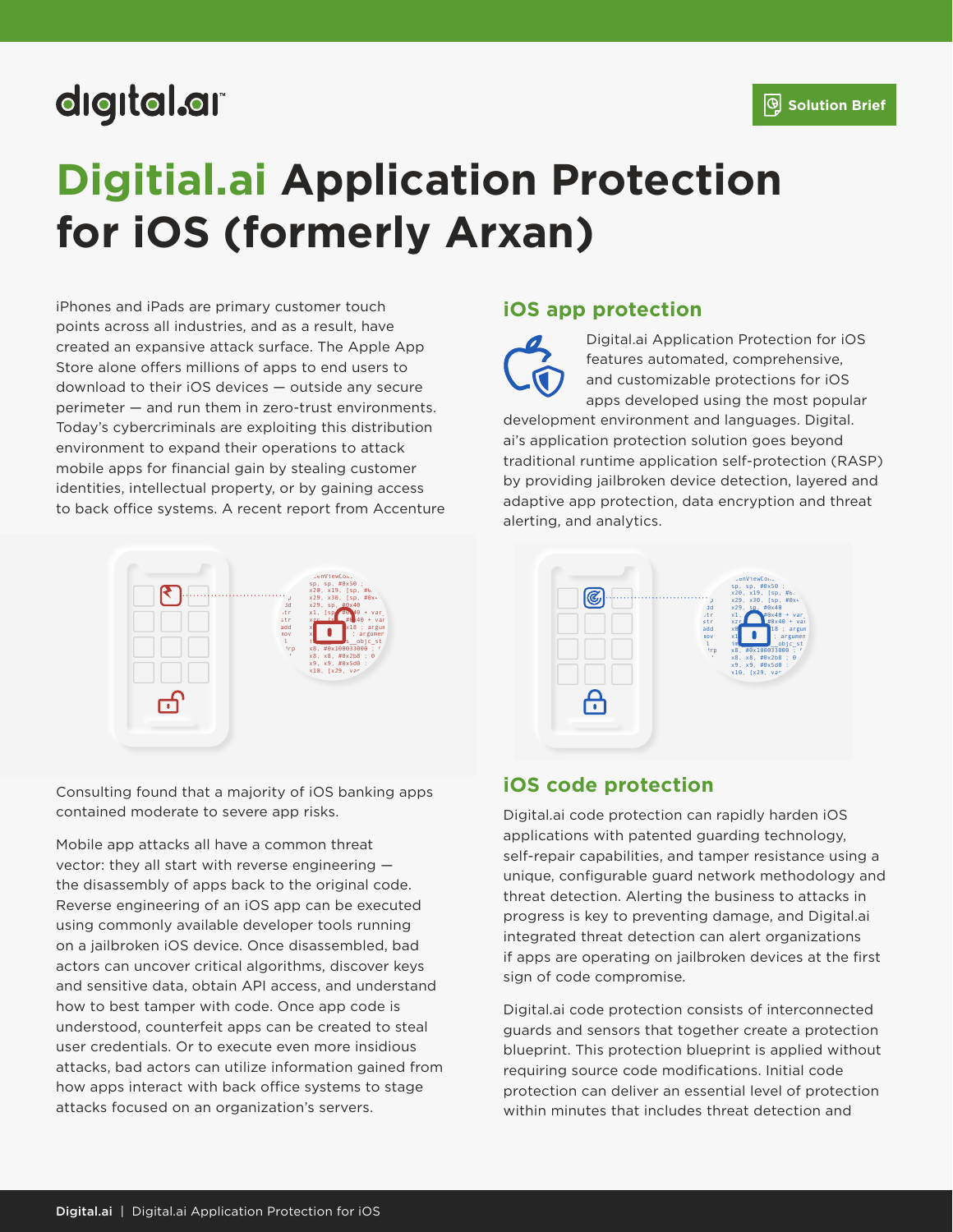# Digitial.ai Application Protection for iOS (formerly Arxan)

iPhones and iPads are primary customer touch points across all industries, and as a result, have created an expansive attack surface. The Apple App Store alone offers millions of apps to end users to download to their iOS devices — outside any secure perimeter — and run them in zero-trust environments. Today's cybercriminals are exploiting this distribution environment to expand their operations to attack mobile apps for financial gain by stealing customer identities, intellectual property, or by gaining access to back office systems. A recent report from Accenture Consulting found that a majority of iOS banking apps contained moderate to severe app risks.

Mobile app attacks all have a common threat vector: they all start with reverse engineering — the disassembly of apps back to the original code. Reverse engineering of an iOS app can be executed using commonly available developer tools running on a jailbroken iOS device. Once disassembled, bad actors can uncover critical algorithms, discover keys and sensitive data, obtain API access, and understand how to best tamper with code. Once app code is understood, counterfeit apps can be created to steal user credentials. Or to execute even more insidious attacks, bad actors can utilize information gained from how apps interact with back office systems to stage attacks focused on an organization's servers.

## iOS app protection

Digital.ai Application Protection for iOS features automated, comprehensive, and customizable protections for iOS apps developed using the most popular development environment and languages. Digital.ai's application protection solution goes beyond traditional runtime application self-protection (RASP) by providing jailbroken device detection, layered and adaptive app protection, data encryption and threat alerting, and analytics.

## iOS code protection

Digital.ai code protection can rapidly harden iOS applications with patented guarding technology, self-repair capabilities, and tamper resistance using a unique, configurable guard network methodology and threat detection. Alerting the business to attacks in progress is key to preventing damage, and Digital.ai integrated threat detection can alert organizations if apps are operating on jailbroken devices at the first sign of code compromise.

Digital.ai code protection consists of interconnected guards and sensors that together create a protection blueprint. This protection blueprint is applied without requiring source code modifications. Initial code protection can deliver an essential level of protection within minutes that includes threat detection and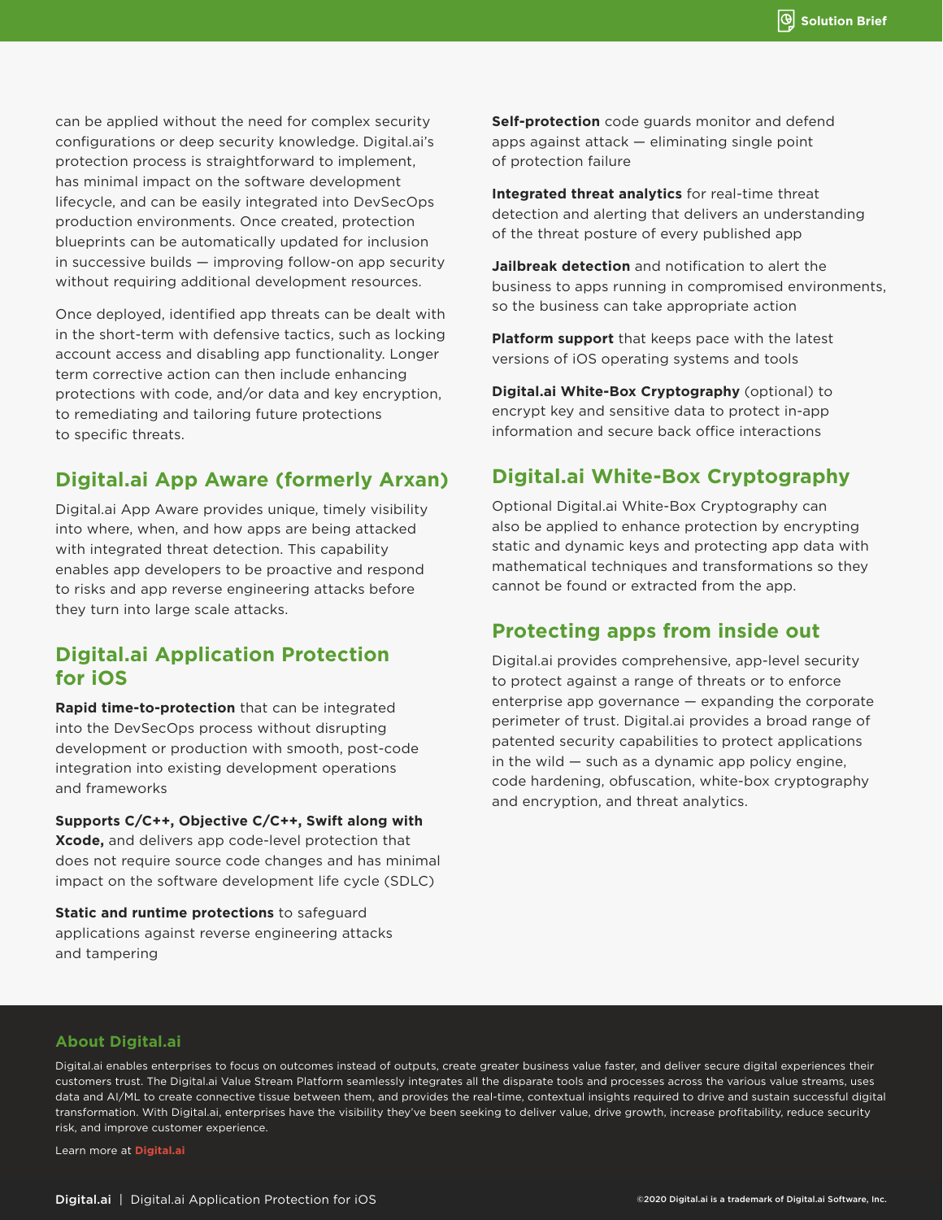can be applied without the need for complex security configurations or deep security knowledge. Digital.ai's protection process is straightforward to implement, has minimal impact on the software development lifecycle, and can be easily integrated into DevSecOps production environments. Once created, protection blueprints can be automatically updated for inclusion in successive builds — improving follow-on app security without requiring additional development resources.

Once deployed, identified app threats can be dealt with in the short-term with defensive tactics, such as locking account access and disabling app functionality. Longer term corrective action can then include enhancing protections with code, and/or data and key encryption, to remediating and tailoring future protections to specific threats.

## Digital.ai App Aware (formerly Arxan)

Digital.ai App Aware provides unique, timely visibility into where, when, and how apps are being attacked with integrated threat detection. This capability enables app developers to be proactive and respond to risks and app reverse engineering attacks before they turn into large scale attacks.

## Digital.ai Application Protection for iOS

**Rapid time-to-protection** that can be integrated into the DevSecOps process without disrupting development or production with smooth, post-code integration into existing development operations and frameworks

**Supports C/C++, Objective C/C++, Swift along with Xcode,** and delivers app code-level protection that does not require source code changes and has minimal impact on the software development life cycle (SDLC)

**Static and runtime protections** to safeguard applications against reverse engineering attacks and tampering

**Self-protection** code guards monitor and defend apps against attack — eliminating single point of protection failure

**Integrated threat analytics** for real-time threat detection and alerting that delivers an understanding of the threat posture of every published app

**Jailbreak detection** and notification to alert the business to apps running in compromised environments, so the business can take appropriate action

**Platform support** that keeps pace with the latest versions of iOS operating systems and tools

**Digital.ai White-Box Cryptography** (optional) to encrypt key and sensitive data to protect in-app information and secure back office interactions

## Digital.ai White-Box Cryptography

Optional Digital.ai White-Box Cryptography can also be applied to enhance protection by encrypting static and dynamic keys and protecting app data with mathematical techniques and transformations so they cannot be found or extracted from the app.

## Protecting apps from inside out

Digital.ai provides comprehensive, app-level security to protect against a range of threats or to enforce enterprise app governance — expanding the corporate perimeter of trust. Digital.ai provides a broad range of patented security capabilities to protect applications in the wild — such as a dynamic app policy engine, code hardening, obfuscation, white-box cryptography and encryption, and threat analytics.

### About Digital.ai

Digital.ai enables enterprises to focus on outcomes instead of outputs, create greater business value faster, and deliver secure digital experiences their customers trust. The Digital.ai Value Stream Platform seamlessly integrates all the disparate tools and processes across the various value streams, uses data and AI/ML to create connective tissue between them, and provides the real-time, contextual insights required to drive and sustain successful digital transformation. With Digital.ai, enterprises have the visibility they've been seeking to deliver value, drive growth, increase profitability, reduce security risk, and improve customer experience.

Learn more at **Digital.ai**

©2020 Digital.ai is a trademark of Digital.ai Software, Inc.